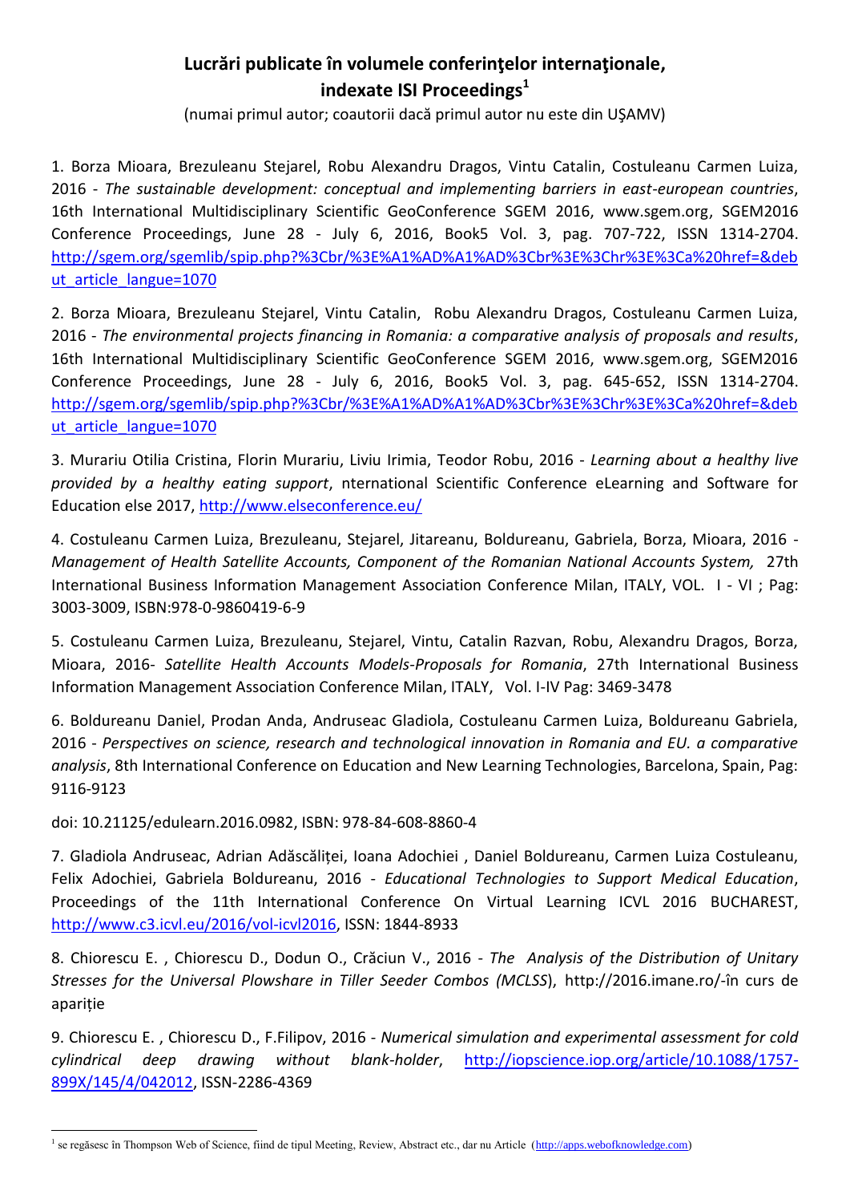# Lucrări publicate în volumele conferinţelor internaţionale, indexate ISI Proceedings[1]

(numai primul autor; coautorii dacă primul autor nu este din UŞAMV)

1. Borza Mioara, Brezuleanu Stejarel, Robu Alexandru Dragos, Vintu Catalin, Costuleanu Carmen Luiza, 2016 - *The sustainable development: conceptual and implementing barriers in east-european countries*, 16th International Multidisciplinary Scientific GeoConference SGEM 2016, www.sgem.org, SGEM2016 Conference Proceedings, June 28 - July 6, 2016, Book5 Vol. 3, pag. 707-722, ISSN 1314-2704. http://sgem.org/sgemlib/spip.php?%3Cbr/%3E%A1%AD%A1%AD%3Cbr%3E%3Chr%3E%3Ca%20href=&debut_article_langue=1070

2. Borza Mioara, Brezuleanu Stejarel, Vintu Catalin, Robu Alexandru Dragos, Costuleanu Carmen Luiza, 2016 - *The environmental projects financing in Romania: a comparative analysis of proposals and results*, 16th International Multidisciplinary Scientific GeoConference SGEM 2016, www.sgem.org, SGEM2016 Conference Proceedings, June 28 - July 6, 2016, Book5 Vol. 3, pag. 645-652, ISSN 1314-2704. http://sgem.org/sgemlib/spip.php?%3Cbr/%3E%A1%AD%A1%AD%3Cbr%3E%3Chr%3E%3Ca%20href=&debut_article_langue=1070

3. Murariu Otilia Cristina, Florin Murariu, Liviu Irimia, Teodor Robu, 2016 - *Learning about a healthy live provided by a healthy eating support*, nternational Scientific Conference eLearning and Software for Education else 2017, http://www.elseconference.eu/

4. Costuleanu Carmen Luiza, Brezuleanu, Stejarel, Jitareanu, Boldureanu, Gabriela, Borza, Mioara, 2016 - *Management of Health Satellite Accounts, Component of the Romanian National Accounts System,* 27th International Business Information Management Association Conference Milan, ITALY, VOL. I - VI ; Pag: 3003-3009, ISBN:978-0-9860419-6-9

5. Costuleanu Carmen Luiza, Brezuleanu, Stejarel, Vintu, Catalin Razvan, Robu, Alexandru Dragos, Borza, Mioara, 2016- *Satellite Health Accounts Models-Proposals for Romania*, 27th International Business Information Management Association Conference Milan, ITALY, Vol. I-IV Pag: 3469-3478

6. Boldureanu Daniel, Prodan Anda, Andruseac Gladiola, Costuleanu Carmen Luiza, Boldureanu Gabriela, 2016 - *Perspectives on science, research and technological innovation in Romania and EU. a comparative analysis*, 8th International Conference on Education and New Learning Technologies, Barcelona, Spain, Pag: 9116-9123

doi: 10.21125/edulearn.2016.0982, ISBN: 978-84-608-8860-4

7. Gladiola Andruseac, Adrian Adăscăliței, Ioana Adochiei , Daniel Boldureanu, Carmen Luiza Costuleanu, Felix Adochiei, Gabriela Boldureanu, 2016 - *Educational Technologies to Support Medical Education*, Proceedings of the 11th International Conference On Virtual Learning ICVL 2016 BUCHAREST, http://www.c3.icvl.eu/2016/vol-icvl2016, ISSN: 1844-8933

8. Chiorescu E. , Chiorescu D., Dodun O., Crăciun V., 2016 - *The Analysis of the Distribution of Unitary Stresses for the Universal Plowshare in Tiller Seeder Combos (MCLSS*), http://2016.imane.ro/-în curs de apariție

9. Chiorescu E. , Chiorescu D., F.Filipov, 2016 - *Numerical simulation and experimental assessment for cold cylindrical deep drawing without blank-holder*, http://iopscience.iop.org/article/10.1088/1757-899X/145/4/042012, ISSN-2286-4369

---

[1] se regăsesc în Thompson Web of Science, fiind de tipul Meeting, Review, Abstract etc., dar nu Article (http://apps.webofknowledge.com)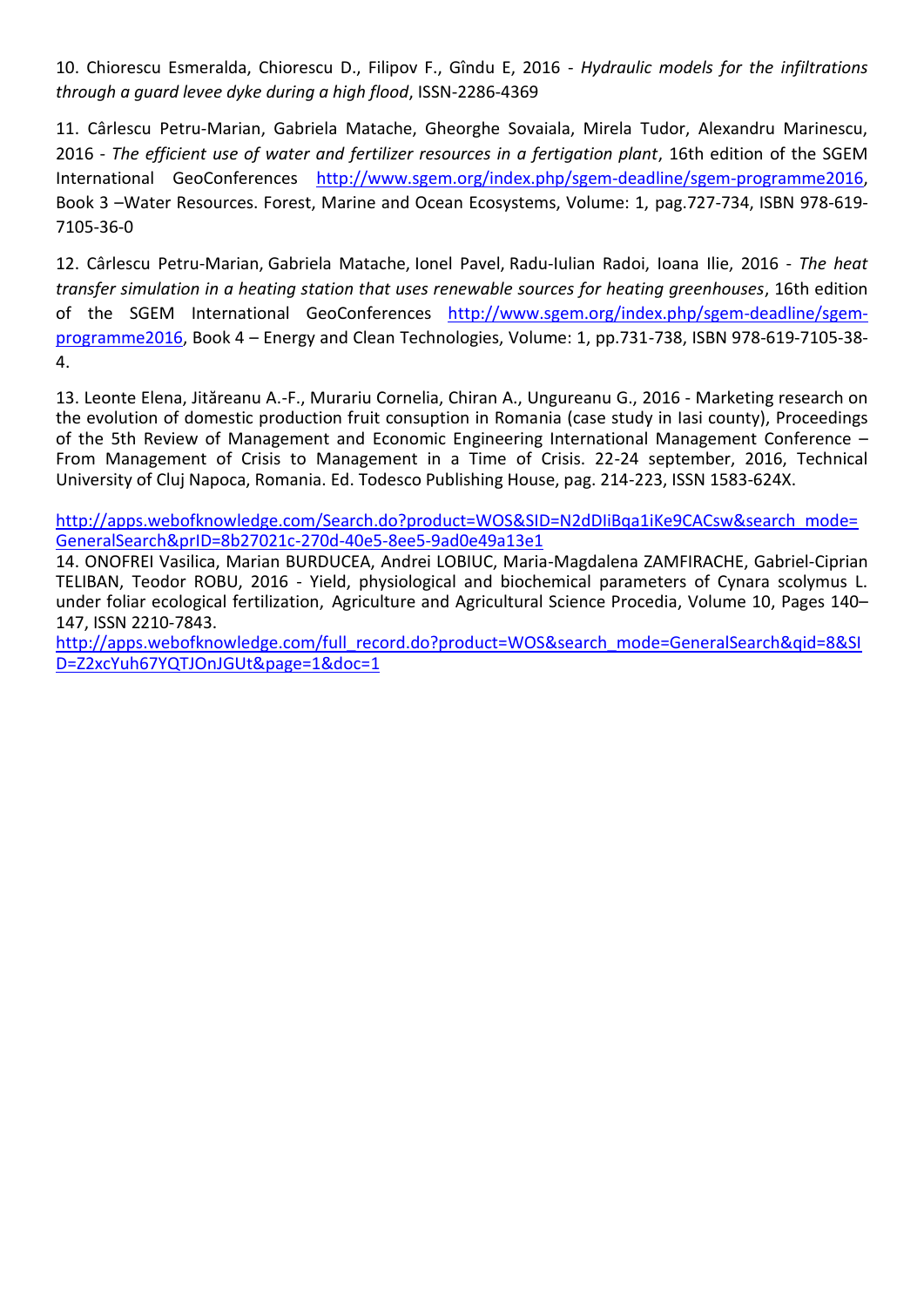10. Chiorescu Esmeralda, Chiorescu D., Filipov F., Gîndu E, 2016 - *Hydraulic models for the infiltrations through a guard levee dyke during a high flood*, ISSN-2286-4369

11. Cârlescu Petru-Marian, Gabriela Matache, Gheorghe Sovaiala, Mirela Tudor, Alexandru Marinescu, 2016 - *The efficient use of water and fertilizer resources in a fertigation plant*, 16th edition of the SGEM International GeoConferences http://www.sgem.org/index.php/sgem-deadline/sgem-programme2016, Book 3 –Water Resources. Forest, Marine and Ocean Ecosystems, Volume: 1, pag.727-734, ISBN 978-619-7105-36-0

12. Cârlescu Petru-Marian, Gabriela Matache, Ionel Pavel, Radu-Iulian Radoi, Ioana Ilie, 2016 - *The heat transfer simulation in a heating station that uses renewable sources for heating greenhouses*, 16th edition of the SGEM International GeoConferences http://www.sgem.org/index.php/sgem-deadline/sgem-programme2016, Book 4 – Energy and Clean Technologies, Volume: 1, pp.731-738, ISBN 978-619-7105-38-4.

13. Leonte Elena, Jităreanu A.-F., Murariu Cornelia, Chiran A., Ungureanu G., 2016 - Marketing research on the evolution of domestic production fruit consuption in Romania (case study in Iasi county), Proceedings of the 5th Review of Management and Economic Engineering International Management Conference – From Management of Crisis to Management in a Time of Crisis. 22-24 september, 2016, Technical University of Cluj Napoca, Romania. Ed. Todesco Publishing House, pag. 214-223, ISSN 1583-624X.

http://apps.webofknowledge.com/Search.do?product=WOS&SID=N2dDIiBqa1iKe9CACsw&search_mode=GeneralSearch&prID=8b27021c-270d-40e5-8ee5-9ad0e49a13e1

14. ONOFREI Vasilica, Marian BURDUCEA, Andrei LOBIUC, Maria-Magdalena ZAMFIRACHE, Gabriel-Ciprian TELIBAN, Teodor ROBU, 2016 - Yield, physiological and biochemical parameters of Cynara scolymus L. under foliar ecological fertilization, Agriculture and Agricultural Science Procedia, Volume 10, Pages 140–147, ISSN 2210-7843.
http://apps.webofknowledge.com/full_record.do?product=WOS&search_mode=GeneralSearch&qid=8&SID=Z2xcYuh67YQTJOnJGUt&page=1&doc=1